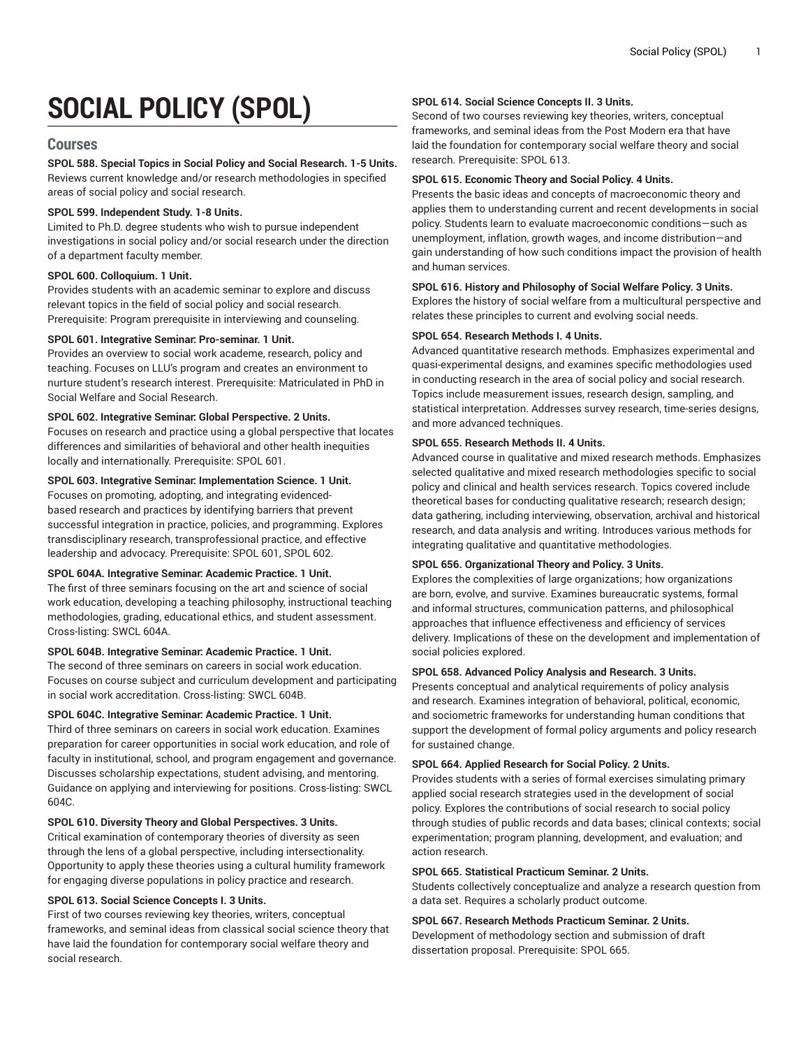# SOCIAL POLICY (SPOL)

## Courses

**SPOL 588. Special Topics in Social Policy and Social Research. 1-5 Units.**
Reviews current knowledge and/or research methodologies in specified areas of social policy and social research.

**SPOL 599. Independent Study. 1-8 Units.**
Limited to Ph.D. degree students who wish to pursue independent investigations in social policy and/or social research under the direction of a department faculty member.

**SPOL 600. Colloquium. 1 Unit.**
Provides students with an academic seminar to explore and discuss relevant topics in the field of social policy and social research. Prerequisite: Program prerequisite in interviewing and counseling.

**SPOL 601. Integrative Seminar: Pro-seminar. 1 Unit.**
Provides an overview to social work academe, research, policy and teaching. Focuses on LLU's program and creates an environment to nurture student's research interest. Prerequisite: Matriculated in PhD in Social Welfare and Social Research.

**SPOL 602. Integrative Seminar: Global Perspective. 2 Units.**
Focuses on research and practice using a global perspective that locates differences and similarities of behavioral and other health inequities locally and internationally. Prerequisite: SPOL 601.

**SPOL 603. Integrative Seminar: Implementation Science. 1 Unit.**
Focuses on promoting, adopting, and integrating evidenced-based research and practices by identifying barriers that prevent successful integration in practice, policies, and programming. Explores transdisciplinary research, transprofessional practice, and effective leadership and advocacy. Prerequisite: SPOL 601, SPOL 602.

**SPOL 604A. Integrative Seminar: Academic Practice. 1 Unit.**
The first of three seminars focusing on the art and science of social work education, developing a teaching philosophy, instructional teaching methodologies, grading, educational ethics, and student assessment. Cross-listing: SWCL 604A.

**SPOL 604B. Integrative Seminar: Academic Practice. 1 Unit.**
The second of three seminars on careers in social work education. Focuses on course subject and curriculum development and participating in social work accreditation. Cross-listing: SWCL 604B.

**SPOL 604C. Integrative Seminar: Academic Practice. 1 Unit.**
Third of three seminars on careers in social work education. Examines preparation for career opportunities in social work education, and role of faculty in institutional, school, and program engagement and governance. Discusses scholarship expectations, student advising, and mentoring. Guidance on applying and interviewing for positions. Cross-listing: SWCL 604C.

**SPOL 610. Diversity Theory and Global Perspectives. 3 Units.**
Critical examination of contemporary theories of diversity as seen through the lens of a global perspective, including intersectionality. Opportunity to apply these theories using a cultural humility framework for engaging diverse populations in policy practice and research.

**SPOL 613. Social Science Concepts I. 3 Units.**
First of two courses reviewing key theories, writers, conceptual frameworks, and seminal ideas from classical social science theory that have laid the foundation for contemporary social welfare theory and social research.

**SPOL 614. Social Science Concepts II. 3 Units.**
Second of two courses reviewing key theories, writers, conceptual frameworks, and seminal ideas from the Post Modern era that have laid the foundation for contemporary social welfare theory and social research. Prerequisite: SPOL 613.

**SPOL 615. Economic Theory and Social Policy. 4 Units.**
Presents the basic ideas and concepts of macroeconomic theory and applies them to understanding current and recent developments in social policy. Students learn to evaluate macroeconomic conditions—such as unemployment, inflation, growth wages, and income distribution—and gain understanding of how such conditions impact the provision of health and human services.

**SPOL 616. History and Philosophy of Social Welfare Policy. 3 Units.**
Explores the history of social welfare from a multicultural perspective and relates these principles to current and evolving social needs.

**SPOL 654. Research Methods I. 4 Units.**
Advanced quantitative research methods. Emphasizes experimental and quasi-experimental designs, and examines specific methodologies used in conducting research in the area of social policy and social research. Topics include measurement issues, research design, sampling, and statistical interpretation. Addresses survey research, time-series designs, and more advanced techniques.

**SPOL 655. Research Methods II. 4 Units.**
Advanced course in qualitative and mixed research methods. Emphasizes selected qualitative and mixed research methodologies specific to social policy and clinical and health services research. Topics covered include theoretical bases for conducting qualitative research; research design; data gathering, including interviewing, observation, archival and historical research, and data analysis and writing. Introduces various methods for integrating qualitative and quantitative methodologies.

**SPOL 656. Organizational Theory and Policy. 3 Units.**
Explores the complexities of large organizations; how organizations are born, evolve, and survive. Examines bureaucratic systems, formal and informal structures, communication patterns, and philosophical approaches that influence effectiveness and efficiency of services delivery. Implications of these on the development and implementation of social policies explored.

**SPOL 658. Advanced Policy Analysis and Research. 3 Units.**
Presents conceptual and analytical requirements of policy analysis and research. Examines integration of behavioral, political, economic, and sociometric frameworks for understanding human conditions that support the development of formal policy arguments and policy research for sustained change.

**SPOL 664. Applied Research for Social Policy. 2 Units.**
Provides students with a series of formal exercises simulating primary applied social research strategies used in the development of social policy. Explores the contributions of social research to social policy through studies of public records and data bases; clinical contexts; social experimentation; program planning, development, and evaluation; and action research.

**SPOL 665. Statistical Practicum Seminar. 2 Units.**
Students collectively conceptualize and analyze a research question from a data set. Requires a scholarly product outcome.

**SPOL 667. Research Methods Practicum Seminar. 2 Units.**
Development of methodology section and submission of draft dissertation proposal. Prerequisite: SPOL 665.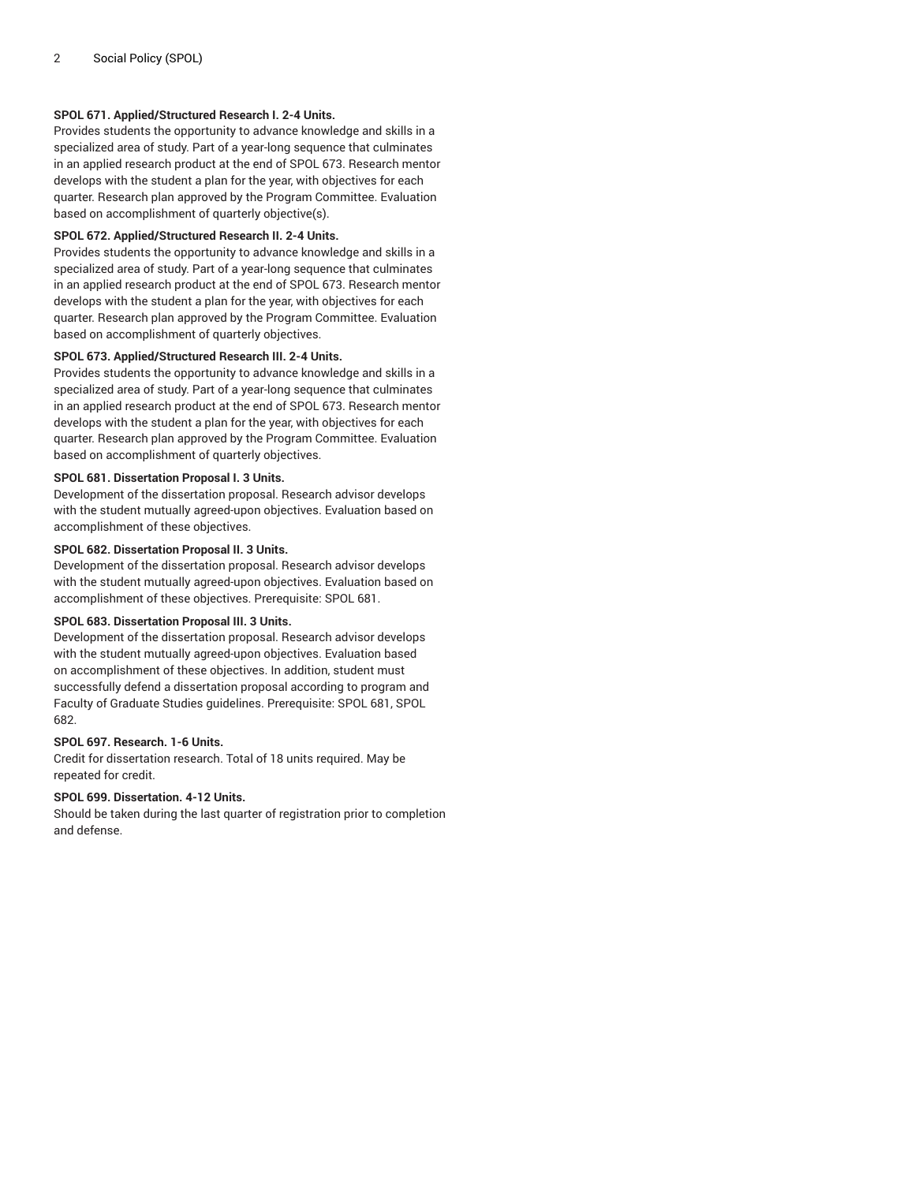**SPOL 671. Applied/Structured Research I. 2-4 Units.**
Provides students the opportunity to advance knowledge and skills in a specialized area of study. Part of a year-long sequence that culminates in an applied research product at the end of SPOL 673. Research mentor develops with the student a plan for the year, with objectives for each quarter. Research plan approved by the Program Committee. Evaluation based on accomplishment of quarterly objective(s).

**SPOL 672. Applied/Structured Research II. 2-4 Units.**
Provides students the opportunity to advance knowledge and skills in a specialized area of study. Part of a year-long sequence that culminates in an applied research product at the end of SPOL 673. Research mentor develops with the student a plan for the year, with objectives for each quarter. Research plan approved by the Program Committee. Evaluation based on accomplishment of quarterly objectives.

**SPOL 673. Applied/Structured Research III. 2-4 Units.**
Provides students the opportunity to advance knowledge and skills in a specialized area of study. Part of a year-long sequence that culminates in an applied research product at the end of SPOL 673. Research mentor develops with the student a plan for the year, with objectives for each quarter. Research plan approved by the Program Committee. Evaluation based on accomplishment of quarterly objectives.

**SPOL 681. Dissertation Proposal I. 3 Units.**
Development of the dissertation proposal. Research advisor develops with the student mutually agreed-upon objectives. Evaluation based on accomplishment of these objectives.

**SPOL 682. Dissertation Proposal II. 3 Units.**
Development of the dissertation proposal. Research advisor develops with the student mutually agreed-upon objectives. Evaluation based on accomplishment of these objectives. Prerequisite: SPOL 681.

**SPOL 683. Dissertation Proposal III. 3 Units.**
Development of the dissertation proposal. Research advisor develops with the student mutually agreed-upon objectives. Evaluation based on accomplishment of these objectives. In addition, student must successfully defend a dissertation proposal according to program and Faculty of Graduate Studies guidelines. Prerequisite: SPOL 681, SPOL 682.

**SPOL 697. Research. 1-6 Units.**
Credit for dissertation research. Total of 18 units required. May be repeated for credit.

**SPOL 699. Dissertation. 4-12 Units.**
Should be taken during the last quarter of registration prior to completion and defense.